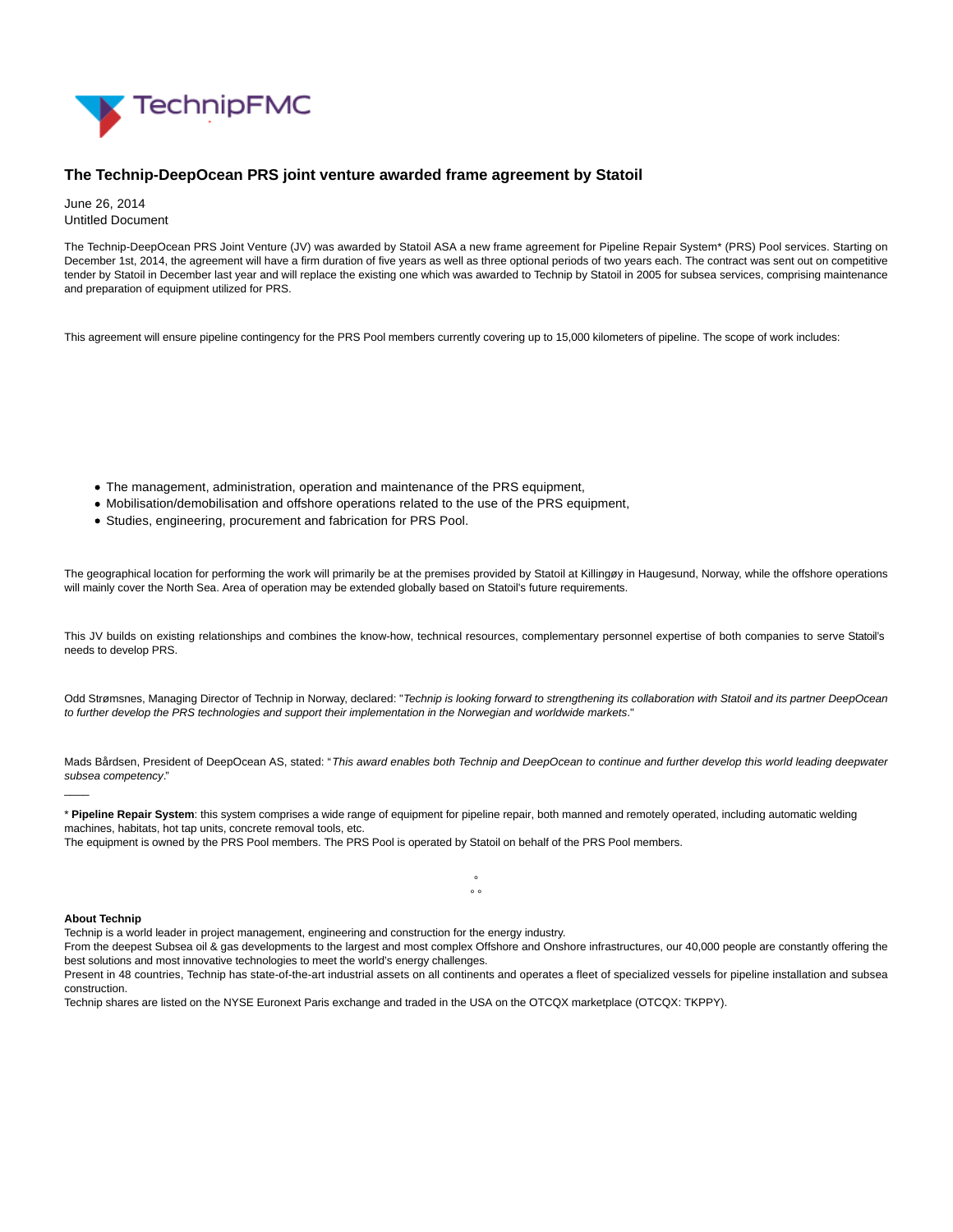# The Technip-DeepOcean PRS joint venture awarded frame agreement by Statoil

June 26, 2014
Untitled Document

The Technip-DeepOcean PRS Joint Venture (JV) was awarded by Statoil ASA a new frame agreement for Pipeline Repair System* (PRS) Pool services. Starting on December 1st, 2014, the agreement will have a firm duration of five years as well as three optional periods of two years each. The contract was sent out on competitive tender by Statoil in December last year and will replace the existing one which was awarded to Technip by Statoil in 2005 for subsea services, comprising maintenance and preparation of equipment utilized for PRS.

This agreement will ensure pipeline contingency for the PRS Pool members currently covering up to 15,000 kilometers of pipeline. The scope of work includes:

- The management, administration, operation and maintenance of the PRS equipment,
- Mobilisation/demobilisation and offshore operations related to the use of the PRS equipment,
- Studies, engineering, procurement and fabrication for PRS Pool.

The geographical location for performing the work will primarily be at the premises provided by Statoil at Killingøy in Haugesund, Norway, while the offshore operations will mainly cover the North Sea. Area of operation may be extended globally based on Statoil's future requirements.

This JV builds on existing relationships and combines the know-how, technical resources, complementary personnel expertise of both companies to serve Statoil's needs to develop PRS.

Odd Strømsnes, Managing Director of Technip in Norway, declared: "*Technip is looking forward to strengthening its collaboration with Statoil and its partner DeepOcean to further develop the PRS technologies and support their implementation in the Norwegian and worldwide markets*."

Mads Bårdsen, President of DeepOcean AS, stated: "*This award enables both Technip and DeepOcean to continue and further develop this world leading deepwater subsea competency*."

——

* **Pipeline Repair System**: this system comprises a wide range of equipment for pipeline repair, both manned and remotely operated, including automatic welding machines, habitats, hot tap units, concrete removal tools, etc.
The equipment is owned by the PRS Pool members. The PRS Pool is operated by Statoil on behalf of the PRS Pool members.

°
° °

**About Technip**
Technip is a world leader in project management, engineering and construction for the energy industry.
From the deepest Subsea oil & gas developments to the largest and most complex Offshore and Onshore infrastructures, our 40,000 people are constantly offering the best solutions and most innovative technologies to meet the world's energy challenges.
Present in 48 countries, Technip has state-of-the-art industrial assets on all continents and operates a fleet of specialized vessels for pipeline installation and subsea construction.
Technip shares are listed on the NYSE Euronext Paris exchange and traded in the USA on the OTCQX marketplace (OTCQX: TKPPY).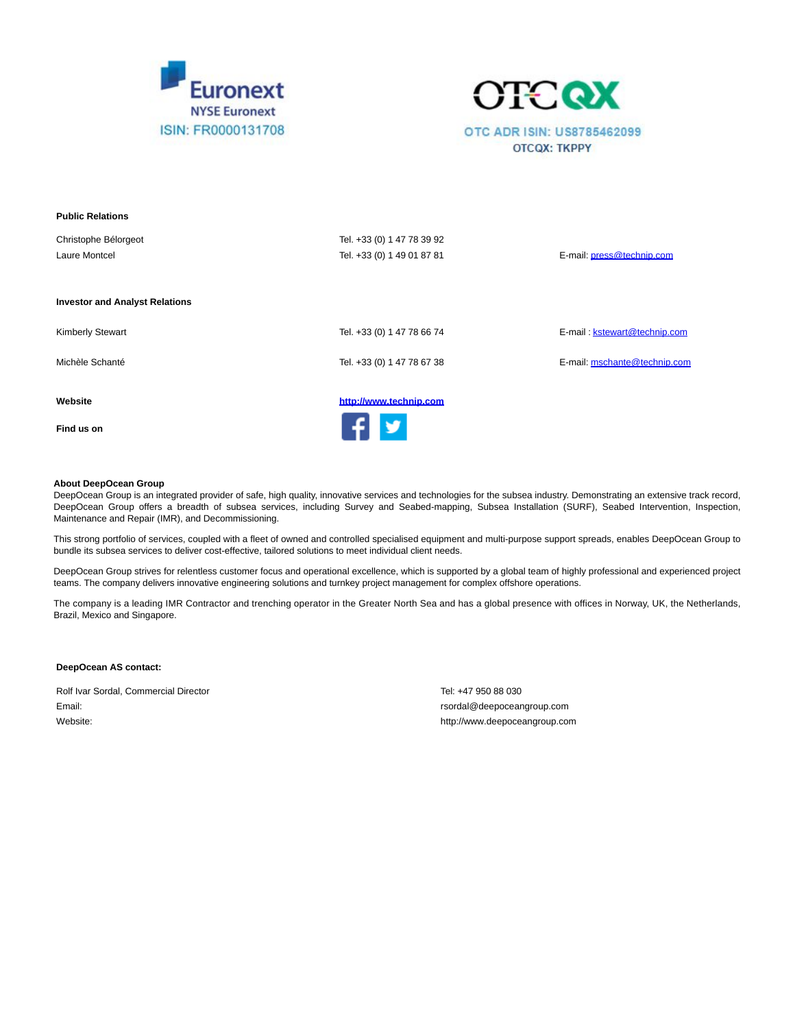Euronext
NYSE Euronext
ISIN: FR0000131708

OTCQX
OTC ADR ISIN: US8785462099
OTCQX: TKPPY

**Public Relations**

| | | |
|---|---|---|
| Christophe Bélorgeot | Tel. +33 (0) 1 47 78 39 92 | |
| Laure Montcel | Tel. +33 (0) 1 49 01 87 81 | E-mail: press@technip.com |

**Investor and Analyst Relations**

| | | |
|---|---|---|
| Kimberly Stewart | Tel. +33 (0) 1 47 78 66 74 | E-mail : kstewart@technip.com |
| Michèle Schanté | Tel. +33 (0) 1 47 78 67 38 | E-mail: mschante@technip.com |

**Website** http://www.technip.com

**Find us on**

**About DeepOcean Group**
DeepOcean Group is an integrated provider of safe, high quality, innovative services and technologies for the subsea industry. Demonstrating an extensive track record, DeepOcean Group offers a breadth of subsea services, including Survey and Seabed-mapping, Subsea Installation (SURF), Seabed Intervention, Inspection, Maintenance and Repair (IMR), and Decommissioning.

This strong portfolio of services, coupled with a fleet of owned and controlled specialised equipment and multi-purpose support spreads, enables DeepOcean Group to bundle its subsea services to deliver cost-effective, tailored solutions to meet individual client needs.

DeepOcean Group strives for relentless customer focus and operational excellence, which is supported by a global team of highly professional and experienced project teams. The company delivers innovative engineering solutions and turnkey project management for complex offshore operations.

The company is a leading IMR Contractor and trenching operator in the Greater North Sea and has a global presence with offices in Norway, UK, the Netherlands, Brazil, Mexico and Singapore.

**DeepOcean AS contact:**

| | |
|---|---|
| Rolf Ivar Sordal, Commercial Director | Tel: +47 950 88 030 |
| Email: | rsordal@deepoceangroup.com |
| Website: | http://www.deepoceangroup.com |